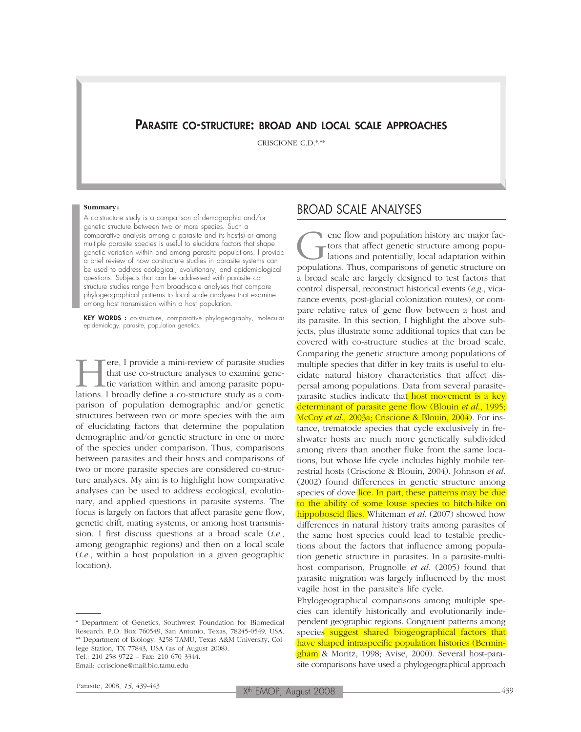# Parasite co-structure: broad and local scale approaches

CRISCIONE C.D.*,**

**Summary:**

A co-structure study is a comparison of demographic and/or genetic structure between two or more species. Such a comparative analysis among a parasite and its host(s) or among multiple parasite species is useful to elucidate factors that shape genetic variation within and among parasite populations. I provide a brief review of how co-structure studies in parasite systems can be used to address ecological, evolutionary, and epidemiological questions. Subjects that can be addressed with parasite co-structure studies range from broad-scale analyses that compare phylogeographical patterns to local scale analyses that examine among host transmission within a host population.

**KEY WORDS :** co-structure, comparative phylogeography, molecular epidemiology, parasite, population genetics.

Here, I provide a mini-review of parasite studies that use co-structure analyses to examine genetic variation within and among parasite populations. I broadly define a co-structure study as a comparison of population demographic and/or genetic structures between two or more species with the aim of elucidating factors that determine the population demographic and/or genetic structure in one or more of the species under comparison. Thus, comparisons between parasites and their hosts and comparisons of two or more parasite species are considered co-structure analyses. My aim is to highlight how comparative analyses can be used to address ecological, evolutionary, and applied questions in parasite systems. The focus is largely on factors that affect parasite gene flow, genetic drift, mating systems, or among host transmission. I first discuss questions at a broad scale (*i.e.*, among geographic regions) and then on a local scale (*i.e.*, within a host population in a given geographic location).

\* Department of Genetics, Southwest Foundation for Biomedical Research. P.O. Box 760549, San Antonio, Texas, 78245-0549, USA.
\*\* Department of Biology, 3258 TAMU, Texas A&M University, College Station, TX 77843, USA (as of August 2008).
Tel.: 210 258 9722 – Fax: 210 670 3344.
Email: ccriscione@mail.bio.tamu.edu

## BROAD SCALE ANALYSES

Gene flow and population history are major factors that affect genetic structure among populations and potentially, local adaptation within populations. Thus, comparisons of genetic structure on a broad scale are largely designed to test factors that control dispersal, reconstruct historical events (*e.g.*, vicariance events, post-glacial colonization routes), or compare relative rates of gene flow between a host and its parasite. In this section, I highlight the above subjects, plus illustrate some additional topics that can be covered with co-structure studies at the broad scale.

Comparing the genetic structure among populations of multiple species that differ in key traits is useful to elucidate natural history characteristics that affect dispersal among populations. Data from several parasite-parasite studies indicate that host movement is a key determinant of parasite gene flow (Blouin *et al.*, 1995; McCoy *et al.*, 2003a; Criscione & Blouin, 2004). For instance, trematode species that cycle exclusively in freshwater hosts are much more genetically subdivided among rivers than another fluke from the same locations, but whose life cycle includes highly mobile terrestrial hosts (Criscione & Blouin, 2004). Johnson *et al.* (2002) found differences in genetic structure among species of dove lice. In part, these patterns may be due to the ability of some louse species to hitch-hike on hippoboscid flies. Whiteman *et al.* (2007) showed how differences in natural history traits among parasites of the same host species could lead to testable predictions about the factors that influence among population genetic structure in parasites. In a parasite-multi-host comparison, Prugnolle *et al.* (2005) found that parasite migration was largely influenced by the most vagile host in the parasite's life cycle.

Phylogeographical comparisons among multiple species can identify historically and evolutionarily independent geographic regions. Congruent patterns among species suggest shared biogeographical factors that have shaped intraspecific population histories (Bermingham & Moritz, 1998; Avise, 2000). Several host-parasite comparisons have used a phylogeographical approach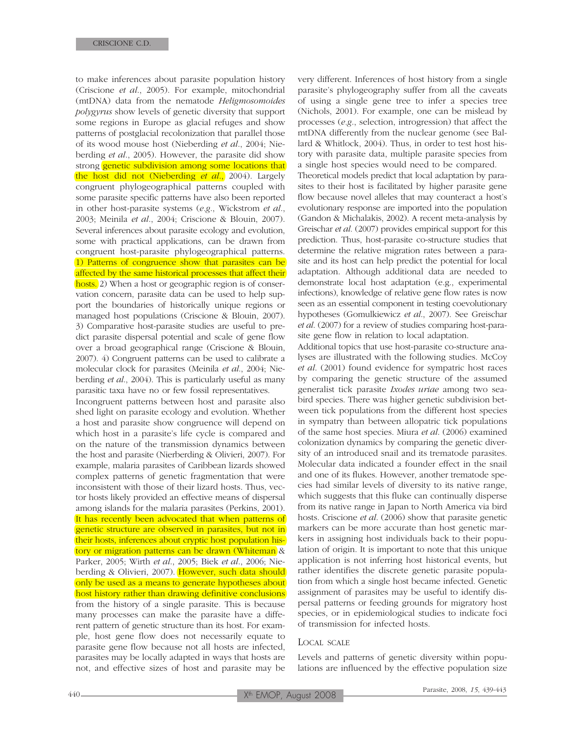to make inferences about parasite population history (Criscione *et al.*, 2005). For example, mitochondrial (mtDNA) data from the nematode *Heligmosomoides polygyrus* show levels of genetic diversity that support some regions in Europe as glacial refuges and show patterns of postglacial recolonization that parallel those of its wood mouse host (Nieberding *et al.*, 2004; Nieberding *et al.*, 2005). However, the parasite did show strong genetic subdivision among some locations that the host did not (Nieberding *et al.*, 2004). Largely congruent phylogeographical patterns coupled with some parasite specific patterns have also been reported in other host-parasite systems (*e.g.*, Wickstrom *et al.*, 2003; Meinila *et al.*, 2004; Criscione & Blouin, 2007). Several inferences about parasite ecology and evolution, some with practical applications, can be drawn from congruent host-parasite phylogeographical patterns. 1) Patterns of congruence show that parasites can be affected by the same historical processes that affect their hosts. 2) When a host or geographic region is of conservation concern, parasite data can be used to help support the boundaries of historically unique regions or managed host populations (Criscione & Blouin, 2007). 3) Comparative host-parasite studies are useful to predict parasite dispersal potential and scale of gene flow over a broad geographical range (Criscione & Blouin, 2007). 4) Congruent patterns can be used to calibrate a molecular clock for parasites (Meinila *et al.*, 2004; Nieberding *et al.*, 2004). This is particularly useful as many parasitic taxa have no or few fossil representatives.

Incongruent patterns between host and parasite also shed light on parasite ecology and evolution. Whether a host and parasite show congruence will depend on which host in a parasite's life cycle is compared and on the nature of the transmission dynamics between the host and parasite (Nierberding & Olivieri, 2007). For example, malaria parasites of Caribbean lizards showed complex patterns of genetic fragmentation that were inconsistent with those of their lizard hosts. Thus, vector hosts likely provided an effective means of dispersal among islands for the malaria parasites (Perkins, 2001). It has recently been advocated that when patterns of genetic structure are observed in parasites, but not in their hosts, inferences about cryptic host population history or migration patterns can be drawn (Whiteman & Parker, 2005; Wirth *et al.*, 2005; Biek *et al.*, 2006; Nieberding & Olivieri, 2007). However, such data should only be used as a means to generate hypotheses about host history rather than drawing definitive conclusions from the history of a single parasite. This is because many processes can make the parasite have a different pattern of genetic structure than its host. For example, host gene flow does not necessarily equate to parasite gene flow because not all hosts are infected, parasites may be locally adapted in ways that hosts are not, and effective sizes of host and parasite may be very different. Inferences of host history from a single parasite's phylogeography suffer from all the caveats of using a single gene tree to infer a species tree (Nichols, 2001). For example, one can be mislead by processes (*e.g.*, selection, introgression) that affect the mtDNA differently from the nuclear genome (see Ballard & Whitlock, 2004). Thus, in order to test host history with parasite data, multiple parasite species from a single host species would need to be compared.

Theoretical models predict that local adaptation by parasites to their host is facilitated by higher parasite gene flow because novel alleles that may counteract a host's evolutionary response are imported into the population (Gandon & Michalakis, 2002). A recent meta-analysis by Greischar *et al.* (2007) provides empirical support for this prediction. Thus, host-parasite co-structure studies that determine the relative migration rates between a parasite and its host can help predict the potential for local adaptation. Although additional data are needed to demonstrate local host adaptation (e.g., experimental infections), knowledge of relative gene flow rates is now seen as an essential component in testing coevolutionary hypotheses (Gomulkiewicz *et al.*, 2007). See Greischar *et al.* (2007) for a review of studies comparing host-parasite gene flow in relation to local adaptation.

Additional topics that use host-parasite co-structure analyses are illustrated with the following studies. McCoy *et al.* (2001) found evidence for sympatric host races by comparing the genetic structure of the assumed generalist tick parasite *Ixodes uriae* among two seabird species. There was higher genetic subdivision between tick populations from the different host species in sympatry than between allopatric tick populations of the same host species. Miura *et al.* (2006) examined colonization dynamics by comparing the genetic diversity of an introduced snail and its trematode parasites. Molecular data indicated a founder effect in the snail and one of its flukes. However, another trematode species had similar levels of diversity to its native range, which suggests that this fluke can continually disperse from its native range in Japan to North America via bird hosts. Criscione *et al.* (2006) show that parasite genetic markers can be more accurate than host genetic markers in assigning host individuals back to their population of origin. It is important to note that this unique application is not inferring host historical events, but rather identifies the discrete genetic parasite population from which a single host became infected. Genetic assignment of parasites may be useful to identify dispersal patterns or feeding grounds for migratory host species, or in epidemiological studies to indicate foci of transmission for infected hosts.

## Local scale

Levels and patterns of genetic diversity within populations are influenced by the effective population size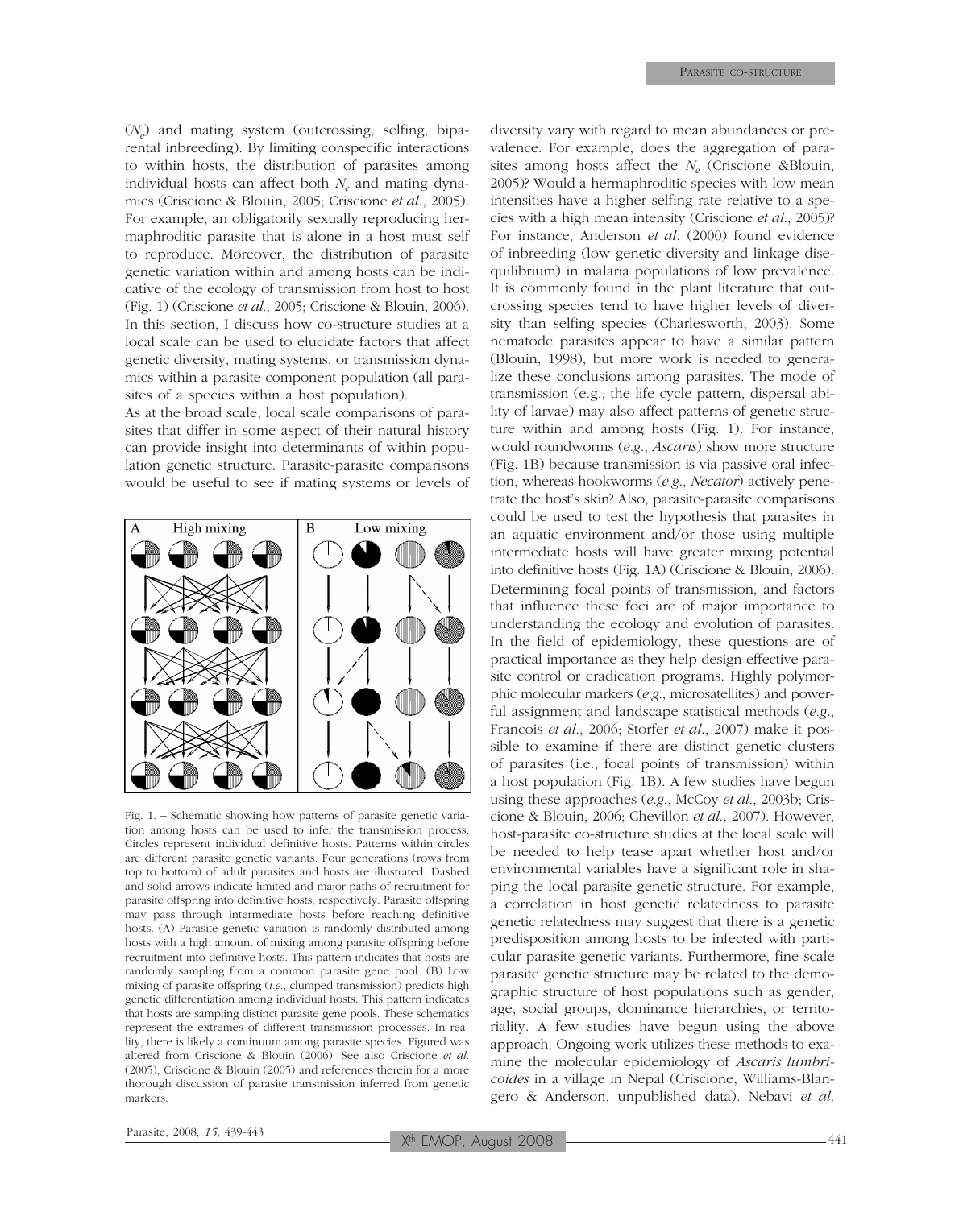($N_e$) and mating system (outcrossing, selfing, biparental inbreeding). By limiting conspecific interactions to within hosts, the distribution of parasites among individual hosts can affect both $N_e$ and mating dynamics (Criscione & Blouin, 2005; Criscione *et al*., 2005). For example, an obligatorily sexually reproducing hermaphroditic parasite that is alone in a host must self to reproduce. Moreover, the distribution of parasite genetic variation within and among hosts can be indicative of the ecology of transmission from host to host (Fig. 1) (Criscione *et al*., 2005; Criscione & Blouin, 2006). In this section, I discuss how co-structure studies at a local scale can be used to elucidate factors that affect genetic diversity, mating systems, or transmission dynamics within a parasite component population (all parasites of a species within a host population).

As at the broad scale, local scale comparisons of parasites that differ in some aspect of their natural history can provide insight into determinants of within population genetic structure. Parasite-parasite comparisons would be useful to see if mating systems or levels of diversity vary with regard to mean abundances or prevalence. For example, does the aggregation of parasites among hosts affect the $N_e$ (Criscione &Blouin, 2005)? Would a hermaphroditic species with low mean intensities have a higher selfing rate relative to a species with a high mean intensity (Criscione *et al*., 2005)? For instance, Anderson *et al*. (2000) found evidence of inbreeding (low genetic diversity and linkage disequilibrium) in malaria populations of low prevalence. It is commonly found in the plant literature that outcrossing species tend to have higher levels of diversity than selfing species (Charlesworth, 2003). Some nematode parasites appear to have a similar pattern (Blouin, 1998), but more work is needed to generalize these conclusions among parasites. The mode of transmission (e.g., the life cycle pattern, dispersal ability of larvae) may also affect patterns of genetic structure within and among hosts (Fig. 1). For instance, would roundworms (*e.g*., *Ascaris*) show more structure (Fig. 1B) because transmission is via passive oral infection, whereas hookworms (*e.g., Necator*) actively penetrate the host's skin? Also, parasite-parasite comparisons could be used to test the hypothesis that parasites in an aquatic environment and/or those using multiple intermediate hosts will have greater mixing potential into definitive hosts (Fig. 1A) (Criscione & Blouin, 2006). Determining focal points of transmission, and factors that influence these foci are of major importance to understanding the ecology and evolution of parasites. In the field of epidemiology, these questions are of practical importance as they help design effective parasite control or eradication programs. Highly polymorphic molecular markers (*e.g*., microsatellites) and powerful assignment and landscape statistical methods (*e.g*., Francois *et al*., 2006; Storfer *et al*., 2007) make it possible to examine if there are distinct genetic clusters of parasites (i.e., focal points of transmission) within a host population (Fig. 1B). A few studies have begun using these approaches (*e.g*., McCoy *et al*., 2003b; Criscione & Blouin, 2006; Chevillon *et al*., 2007). However, host-parasite co-structure studies at the local scale will be needed to help tease apart whether host and/or environmental variables have a significant role in shaping the local parasite genetic structure. For example, a correlation in host genetic relatedness to parasite genetic relatedness may suggest that there is a genetic predisposition among hosts to be infected with particular parasite genetic variants. Furthermore, fine scale parasite genetic structure may be related to the demographic structure of host populations such as gender, age, social groups, dominance hierarchies, or territoriality. A few studies have begun using the above approach. Ongoing work utilizes these methods to examine the molecular epidemiology of *Ascaris lumbricoides* in a village in Nepal (Criscione, Williams-Blangero & Anderson, unpublished data). Nebavi *et al*.

A High mixing

B Low mixing

Fig. 1. – Schematic showing how patterns of parasite genetic variation among hosts can be used to infer the transmission process. Circles represent individual definitive hosts. Patterns within circles are different parasite genetic variants. Four generations (rows from top to bottom) of adult parasites and hosts are illustrated. Dashed and solid arrows indicate limited and major paths of recruitment for parasite offspring into definitive hosts, respectively. Parasite offspring may pass through intermediate hosts before reaching definitive hosts. (A) Parasite genetic variation is randomly distributed among hosts with a high amount of mixing among parasite offspring before recruitment into definitive hosts. This pattern indicates that hosts are randomly sampling from a common parasite gene pool. (B) Low mixing of parasite offspring (*i.e*., clumped transmission) predicts high genetic differentiation among individual hosts. This pattern indicates that hosts are sampling distinct parasite gene pools. These schematics represent the extremes of different transmission processes. In reality, there is likely a continuum among parasite species. Figured was altered from Criscione & Blouin (2006). See also Criscione *et al.* (2005), Criscione & Blouin (2005) and references therein for a more thorough discussion of parasite transmission inferred from genetic markers.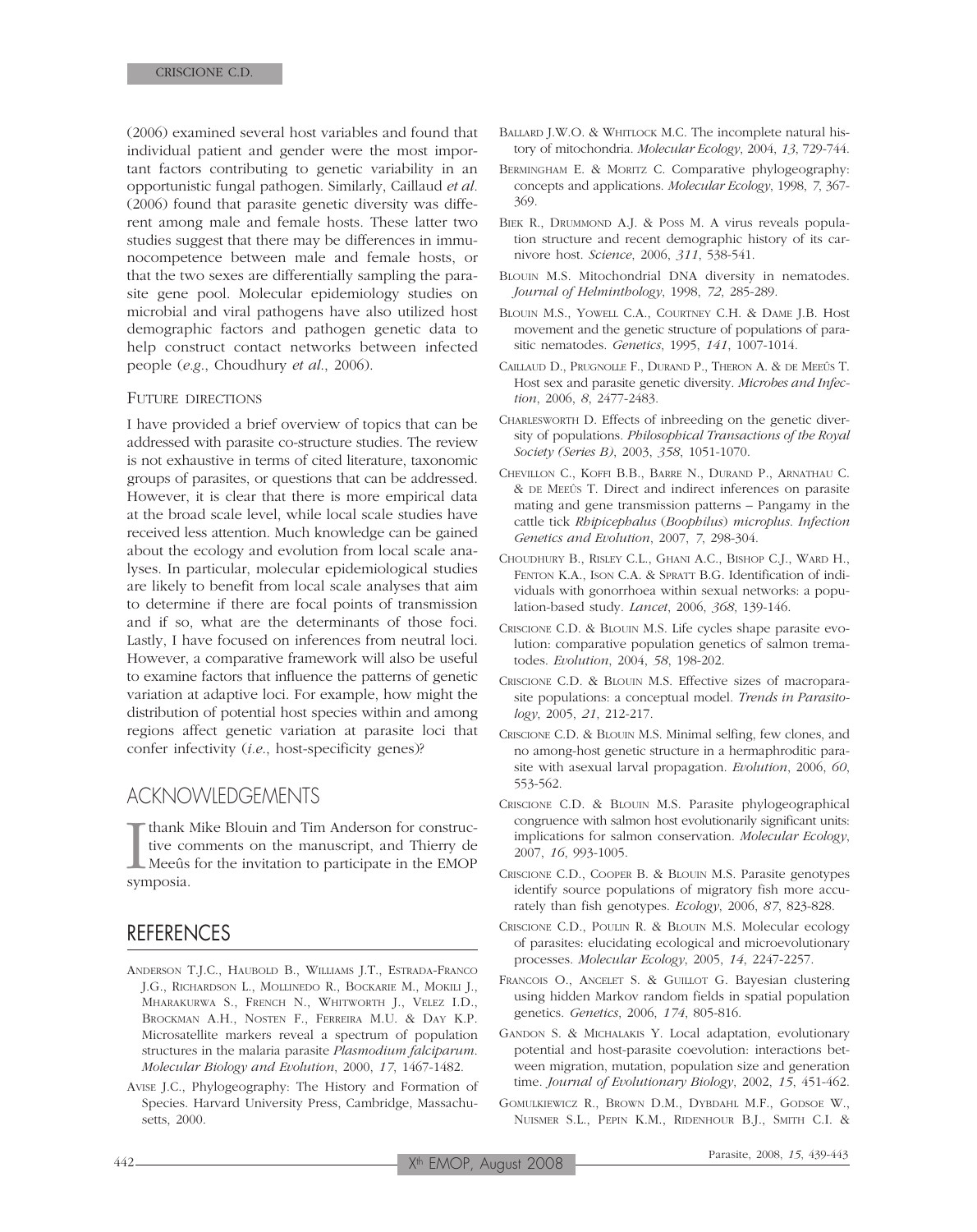(2006) examined several host variables and found that individual patient and gender were the most important factors contributing to genetic variability in an opportunistic fungal pathogen. Similarly, Caillaud *et al.* (2006) found that parasite genetic diversity was different among male and female hosts. These latter two studies suggest that there may be differences in immunocompetence between male and female hosts, or that the two sexes are differentially sampling the parasite gene pool. Molecular epidemiology studies on microbial and viral pathogens have also utilized host demographic factors and pathogen genetic data to help construct contact networks between infected people (*e.g.*, Choudhury *et al.*, 2006).

### FUTURE DIRECTIONS

I have provided a brief overview of topics that can be addressed with parasite co-structure studies. The review is not exhaustive in terms of cited literature, taxonomic groups of parasites, or questions that can be addressed. However, it is clear that there is more empirical data at the broad scale level, while local scale studies have received less attention. Much knowledge can be gained about the ecology and evolution from local scale analyses. In particular, molecular epidemiological studies are likely to benefit from local scale analyses that aim to determine if there are focal points of transmission and if so, what are the determinants of those foci. Lastly, I have focused on inferences from neutral loci. However, a comparative framework will also be useful to examine factors that influence the patterns of genetic variation at adaptive loci. For example, how might the distribution of potential host species within and among regions affect genetic variation at parasite loci that confer infectivity (*i.e.*, host-specificity genes)?

## ACKNOWLEDGEMENTS

I thank Mike Blouin and Tim Anderson for constructive comments on the manuscript, and Thierry de Meeûs for the invitation to participate in the EMOP symposia.

## REFERENCES

ANDERSON T.J.C., HAUBOLD B., WILLIAMS J.T., ESTRADA-FRANCO J.G., RICHARDSON L., MOLLINEDO R., BOCKARIE M., MOKILI J., MHARAKURWA S., FRENCH N., WHITWORTH J., VELEZ I.D., BROCKMAN A.H., NOSTEN F., FERREIRA M.U. & DAY K.P. Microsatellite markers reveal a spectrum of population structures in the malaria parasite *Plasmodium falciparum*. *Molecular Biology and Evolution*, 2000, *17*, 1467-1482.

AVISE J.C., Phylogeography: The History and Formation of Species. Harvard University Press, Cambridge, Massachusetts, 2000.

BALLARD J.W.O. & WHITLOCK M.C. The incomplete natural history of mitochondria. *Molecular Ecology*, 2004, *13*, 729-744.

BERMINGHAM E. & MORITZ C. Comparative phylogeography: concepts and applications. *Molecular Ecology*, 1998, *7*, 367-369.

BIEK R., DRUMMOND A.J. & POSS M. A virus reveals population structure and recent demographic history of its carnivore host. *Science*, 2006, *311*, 538-541.

BLOUIN M.S. Mitochondrial DNA diversity in nematodes. *Journal of Helminthology*, 1998, *72*, 285-289.

BLOUIN M.S., YOWELL C.A., COURTNEY C.H. & DAME J.B. Host movement and the genetic structure of populations of parasitic nematodes. *Genetics*, 1995, *141*, 1007-1014.

CAILLAUD D., PRUGNOLLE F., DURAND P., THERON A. & DE MEEÛS T. Host sex and parasite genetic diversity. *Microbes and Infection*, 2006, *8*, 2477-2483.

CHARLESWORTH D. Effects of inbreeding on the genetic diversity of populations. *Philosophical Transactions of the Royal Society (Series B)*, 2003, *358*, 1051-1070.

CHEVILLON C., KOFFI B.B., BARRE N., DURAND P., ARNATHAU C. & DE MEEÛS T. Direct and indirect inferences on parasite mating and gene transmission patterns – Pangamy in the cattle tick *Rhipicephalus* (*Boophilus*) *microplus*. *Infection Genetics and Evolution*, 2007, *7*, 298-304.

CHOUDHURY B., RISLEY C.L., GHANI A.C., BISHOP C.J., WARD H., FENTON K.A., ISON C.A. & SPRATT B.G. Identification of individuals with gonorrhoea within sexual networks: a population-based study. *Lancet*, 2006, *368*, 139-146.

CRISCIONE C.D. & BLOUIN M.S. Life cycles shape parasite evolution: comparative population genetics of salmon trematodes. *Evolution*, 2004, *58*, 198-202.

CRISCIONE C.D. & BLOUIN M.S. Effective sizes of macroparasite populations: a conceptual model. *Trends in Parasitology*, 2005, *21*, 212-217.

CRISCIONE C.D. & BLOUIN M.S. Minimal selfing, few clones, and no among-host genetic structure in a hermaphroditic parasite with asexual larval propagation. *Evolution*, 2006, *60*, 553-562.

CRISCIONE C.D. & BLOUIN M.S. Parasite phylogeographical congruence with salmon host evolutionarily significant units: implications for salmon conservation. *Molecular Ecology*, 2007, *16*, 993-1005.

CRISCIONE C.D., COOPER B. & BLOUIN M.S. Parasite genotypes identify source populations of migratory fish more accurately than fish genotypes. *Ecology*, 2006, *87*, 823-828.

CRISCIONE C.D., POULIN R. & BLOUIN M.S. Molecular ecology of parasites: elucidating ecological and microevolutionary processes. *Molecular Ecology*, 2005, *14*, 2247-2257.

FRANCOIS O., ANCELET S. & GUILLOT G. Bayesian clustering using hidden Markov random fields in spatial population genetics. *Genetics*, 2006, *174*, 805-816.

GANDON S. & MICHALAKIS Y. Local adaptation, evolutionary potential and host-parasite coevolution: interactions between migration, mutation, population size and generation time. *Journal of Evolutionary Biology*, 2002, *15*, 451-462.

GOMULKIEWICZ R., BROWN D.M., DYBDAHL M.F., GODSOE W., NUISMER S.L., PEPIN K.M., RIDENHOUR B.J., SMITH C.I. &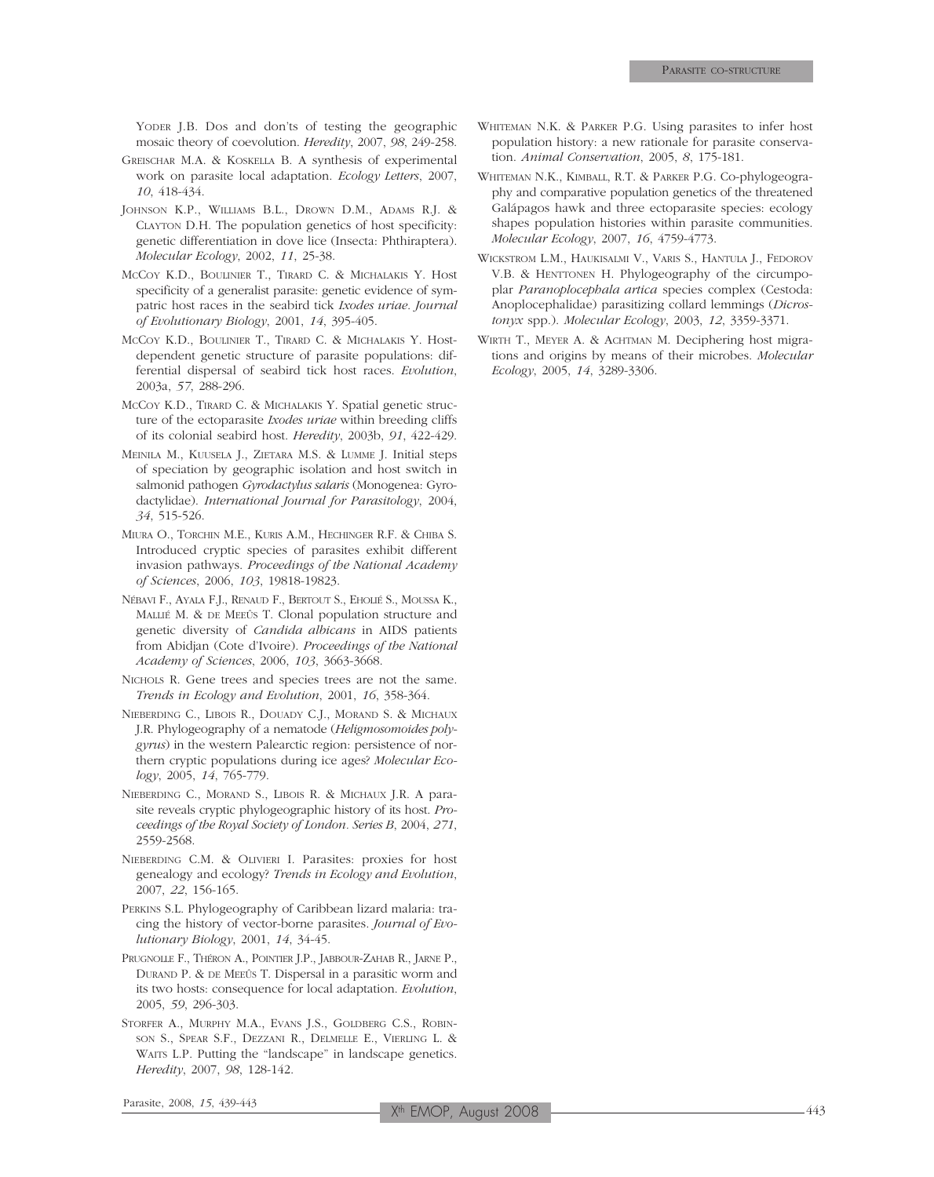Yoder J.B. Dos and don'ts of testing the geographic mosaic theory of coevolution. *Heredity*, 2007, *98*, 249-258.

Greischar M.A. & Koskella B. A synthesis of experimental work on parasite local adaptation. *Ecology Letters*, 2007, *10*, 418-434.

Johnson K.P., Williams B.L., Drown D.M., Adams R.J. & Clayton D.H. The population genetics of host specificity: genetic differentiation in dove lice (Insecta: Phthiraptera). *Molecular Ecology*, 2002, *11*, 25-38.

McCoy K.D., Boulinier T., Tirard C. & Michalakis Y. Host specificity of a generalist parasite: genetic evidence of sympatric host races in the seabird tick *Ixodes uriae*. *Journal of Evolutionary Biology*, 2001, *14*, 395-405.

McCoy K.D., Boulinier T., Tirard C. & Michalakis Y. Host-dependent genetic structure of parasite populations: differential dispersal of seabird tick host races. *Evolution*, 2003a, *57*, 288-296.

McCoy K.D., Tirard C. & Michalakis Y. Spatial genetic structure of the ectoparasite *Ixodes uriae* within breeding cliffs of its colonial seabird host. *Heredity*, 2003b, *91*, 422-429.

Meinila M., Kuusela J., Zietara M.S. & Lumme J. Initial steps of speciation by geographic isolation and host switch in salmonid pathogen *Gyrodactylus salaris* (Monogenea: Gyrodactylidae). *International Journal for Parasitology*, 2004, *34*, 515-526.

Miura O., Torchin M.E., Kuris A.M., Hechinger R.F. & Chiba S. Introduced cryptic species of parasites exhibit different invasion pathways. *Proceedings of the National Academy of Sciences*, 2006, *103*, 19818-19823.

Nébavi F., Ayala F.J., Renaud F., Bertout S., Eholié S., Moussa K., Mallié M. & de Meeûs T. Clonal population structure and genetic diversity of *Candida albicans* in AIDS patients from Abidjan (Cote d'Ivoire). *Proceedings of the National Academy of Sciences*, 2006, *103*, 3663-3668.

Nichols R. Gene trees and species trees are not the same. *Trends in Ecology and Evolution*, 2001, *16*, 358-364.

Nieberding C., Libois R., Douady C.J., Morand S. & Michaux J.R. Phylogeography of a nematode (*Heligmosomoides polygyrus*) in the western Palearctic region: persistence of northern cryptic populations during ice ages? *Molecular Ecology*, 2005, *14*, 765-779.

Nieberding C., Morand S., Libois R. & Michaux J.R. A parasite reveals cryptic phylogeographic history of its host. *Proceedings of the Royal Society of London. Series B*, 2004, *271*, 2559-2568.

Nieberding C.M. & Olivieri I. Parasites: proxies for host genealogy and ecology? *Trends in Ecology and Evolution*, 2007, *22*, 156-165.

Perkins S.L. Phylogeography of Caribbean lizard malaria: tracing the history of vector-borne parasites. *Journal of Evolutionary Biology*, 2001, *14*, 34-45.

Prugnolle F., Théron A., Pointier J.P., Jabbour-Zahab R., Jarne P., Durand P. & de Meeûs T. Dispersal in a parasitic worm and its two hosts: consequence for local adaptation. *Evolution*, 2005, *59*, 296-303.

Storfer A., Murphy M.A., Evans J.S., Goldberg C.S., Robinson S., Spear S.F., Dezzani R., Delmelle E., Vierling L. & Waits L.P. Putting the "landscape" in landscape genetics. *Heredity*, 2007, *98*, 128-142.

Whiteman N.K. & Parker P.G. Using parasites to infer host population history: a new rationale for parasite conservation. *Animal Conservation*, 2005, *8*, 175-181.

Whiteman N.K., Kimball, R.T. & Parker P.G. Co-phylogeography and comparative population genetics of the threatened Galápagos hawk and three ectoparasite species: ecology shapes population histories within parasite communities. *Molecular Ecology*, 2007, *16*, 4759-4773.

Wickstrom L.M., Haukisalmi V., Varis S., Hantula J., Fedorov V.B. & Henttonen H. Phylogeography of the circumpoplar *Paranoplocephala artica* species complex (Cestoda: Anoplocephalidae) parasitizing collard lemmings (*Dicrostonyx* spp.). *Molecular Ecology*, 2003, *12*, 3359-3371.

Wirth T., Meyer A. & Achtman M. Deciphering host migrations and origins by means of their microbes. *Molecular Ecology*, 2005, *14*, 3289-3306.